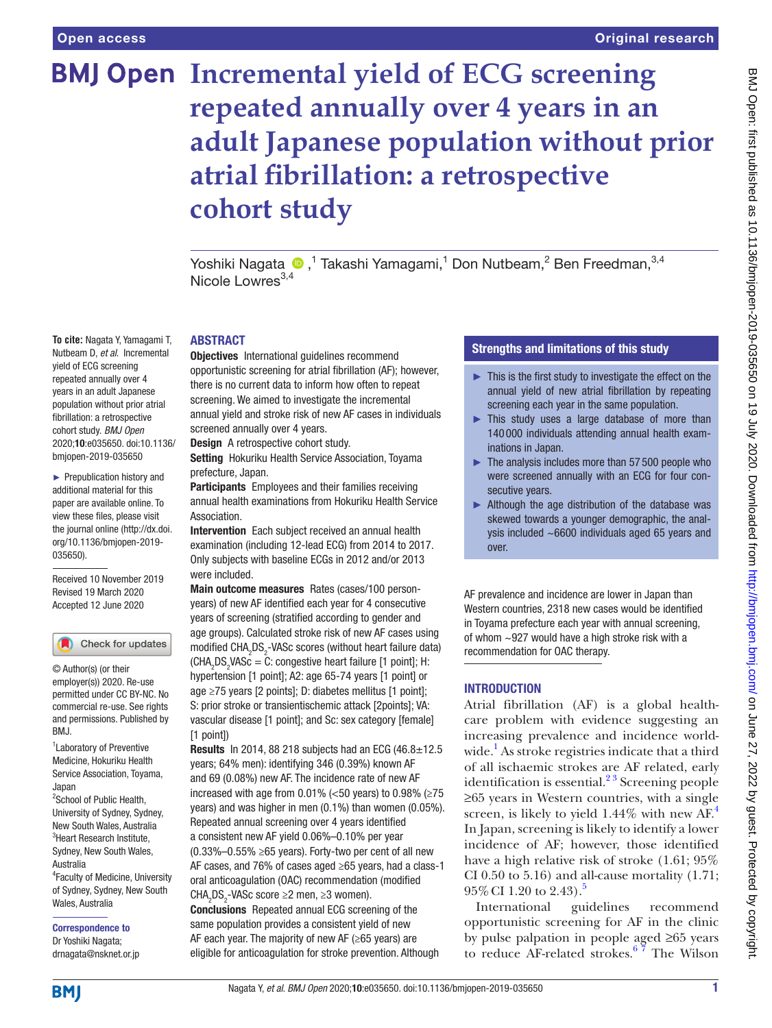# Incremental yield of ECG screening repeated annually over 4 years in an adult Japanese population without prior atrial fibrillation: a retrospective cohort study

Yoshiki Nagata,[1] Takashi Yamagami,[1] Don Nutbeam,[2] Ben Freedman,[3,4] Nicole Lowres[3,4]

**To cite:** Nagata Y, Yamagami T, Nutbeam D, *et al.* Incremental yield of ECG screening repeated annually over 4 years in an adult Japanese population without prior atrial fibrillation: a retrospective cohort study. *BMJ Open* 2020;**10**:e035650. doi:10.1136/bmjopen-2019-035650

► Prepublication history and additional material for this paper are available online. To view these files, please visit the journal online (http://dx.doi.org/10.1136/bmjopen-2019-035650).

Received 10 November 2019
Revised 19 March 2020
Accepted 12 June 2020

© Author(s) (or their employer(s)) 2020. Re-use permitted under CC BY-NC. No commercial re-use. See rights and permissions. Published by BMJ.

[1]Laboratory of Preventive Medicine, Hokuriku Health Service Association, Toyama, Japan
[2]School of Public Health, University of Sydney, Sydney, New South Wales, Australia
[3]Heart Research Institute, Sydney, New South Wales, Australia
[4]Faculty of Medicine, University of Sydney, Sydney, New South Wales, Australia

**Correspondence to**
Dr Yoshiki Nagata;
drnagata@nsknet.or.jp

## ABSTRACT

**Objectives** International guidelines recommend opportunistic screening for atrial fibrillation (AF); however, there is no current data to inform how often to repeat screening. We aimed to investigate the incremental annual yield and stroke risk of new AF cases in individuals screened annually over 4 years.

**Design** A retrospective cohort study.

**Setting** Hokuriku Health Service Association, Toyama prefecture, Japan.

**Participants** Employees and their families receiving annual health examinations from Hokuriku Health Service Association.

**Intervention** Each subject received an annual health examination (including 12-lead ECG) from 2014 to 2017. Only subjects with baseline ECGs in 2012 and/or 2013 were included.

**Main outcome measures** Rates (cases/100 person-years) of new AF identified each year for 4 consecutive years of screening (stratified according to gender and age groups). Calculated stroke risk of new AF cases using modified $CHA_2DS_2$-VASc scores (without heart failure data) ($CHA_2DS_2VASc$ = C: congestive heart failure [1 point]; H: hypertension [1 point]; A2: age 65-74 years [1 point] or age ≥75 years [2 points]; D: diabetes mellitus [1 point]; S: prior stroke or transientischemic attack [2points]; VA: vascular disease [1 point]; and Sc: sex category [female] [1 point])

**Results** In 2014, 88 218 subjects had an ECG (46.8±12.5 years; 64% men): identifying 346 (0.39%) known AF and 69 (0.08%) new AF. The incidence rate of new AF increased with age from 0.01% (<50 years) to 0.98% (≥75 years) and was higher in men (0.1%) than women (0.05%). Repeated annual screening over 4 years identified a consistent new AF yield 0.06%–0.10% per year (0.33%–0.55% ≥65 years). Forty-two per cent of all new AF cases, and 76% of cases aged ≥65 years, had a class-1 oral anticoagulation (OAC) recommendation (modified $CHA_2DS_2$-VASc score ≥2 men, ≥3 women).

**Conclusions** Repeated annual ECG screening of the same population provides a consistent yield of new AF each year. The majority of new AF (≥65 years) are eligible for anticoagulation for stroke prevention. Although AF prevalence and incidence are lower in Japan than Western countries, 2318 new cases would be identified in Toyama prefecture each year with annual screening, of whom ~927 would have a high stroke risk with a recommendation for OAC therapy.

## Strengths and limitations of this study

- ► This is the first study to investigate the effect on the annual yield of new atrial fibrillation by repeating screening each year in the same population.
- ► This study uses a large database of more than 140 000 individuals attending annual health examinations in Japan.
- ► The analysis includes more than 57 500 people who were screened annually with an ECG for four consecutive years.
- ► Although the age distribution of the database was skewed towards a younger demographic, the analysis included ~6600 individuals aged 65 years and over.

## INTRODUCTION

Atrial fibrillation (AF) is a global healthcare problem with evidence suggesting an increasing prevalence and incidence worldwide.[1] As stroke registries indicate that a third of all ischaemic strokes are AF related, early identification is essential.[2,3] Screening people ≥65 years in Western countries, with a single screen, is likely to yield 1.44% with new AF.[4] In Japan, screening is likely to identify a lower incidence of AF; however, those identified have a high relative risk of stroke (1.61; 95% CI 0.50 to 5.16) and all-cause mortality (1.71; 95% CI 1.20 to 2.43).[5]

International guidelines recommend opportunistic screening for AF in the clinic by pulse palpation in people aged ≥65 years to reduce AF-related strokes.[6,7] The Wilson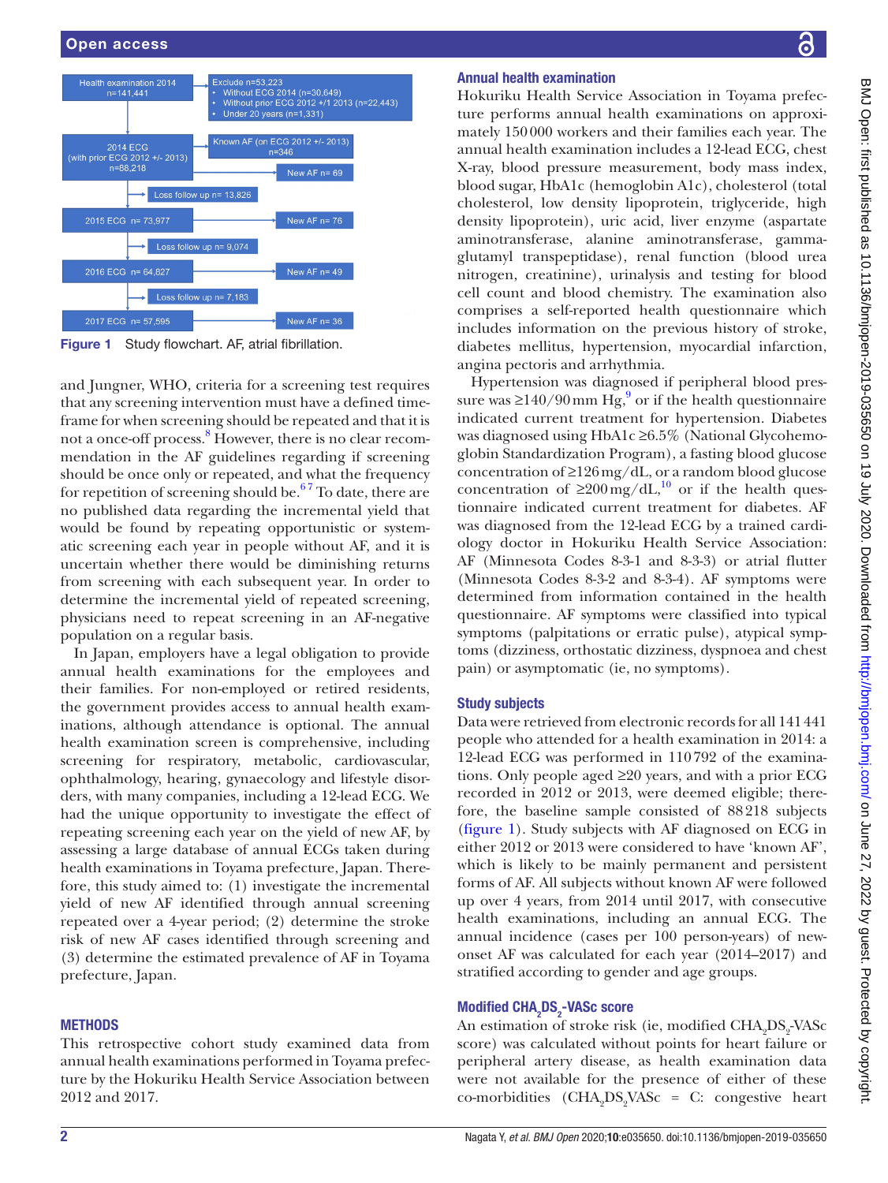Health examination 2014 n=141,441

Exclude n=53,223
- Without ECG 2014 (n=30,649)
- Without prior ECG 2012 +/1 2013 (n=22,443)
- Under 20 years (n=1,331)

2014 ECG (with prior ECG 2012 +/- 2013) n=88,218

Known AF (on ECG 2012 +/- 2013) n=346

New AF n= 69

Loss follow up n= 13,826

2015 ECG n= 73,977

New AF n= 76

Loss follow up n= 9,074

2016 ECG n= 64,827

New AF n= 49

Loss follow up n= 7,183

2017 ECG n= 57,595

New AF n= 36

**Figure 1** Study flowchart. AF, atrial fibrillation.

and Jungner, WHO, criteria for a screening test requires that any screening intervention must have a defined timeframe for when screening should be repeated and that it is not a once-off process.[8] However, there is no clear recommendation in the AF guidelines regarding if screening should be once only or repeated, and what the frequency for repetition of screening should be.[6 7] To date, there are no published data regarding the incremental yield that would be found by repeating opportunistic or systematic screening each year in people without AF, and it is uncertain whether there would be diminishing returns from screening with each subsequent year. In order to determine the incremental yield of repeated screening, physicians need to repeat screening in an AF-negative population on a regular basis.

In Japan, employers have a legal obligation to provide annual health examinations for the employees and their families. For non-employed or retired residents, the government provides access to annual health examinations, although attendance is optional. The annual health examination screen is comprehensive, including screening for respiratory, metabolic, cardiovascular, ophthalmology, hearing, gynaecology and lifestyle disorders, with many companies, including a 12-lead ECG. We had the unique opportunity to investigate the effect of repeating screening each year on the yield of new AF, by assessing a large database of annual ECGs taken during health examinations in Toyama prefecture, Japan. Therefore, this study aimed to: (1) investigate the incremental yield of new AF identified through annual screening repeated over a 4-year period; (2) determine the stroke risk of new AF cases identified through screening and (3) determine the estimated prevalence of AF in Toyama prefecture, Japan.

## METHODS

This retrospective cohort study examined data from annual health examinations performed in Toyama prefecture by the Hokuriku Health Service Association between 2012 and 2017.

### Annual health examination

Hokuriku Health Service Association in Toyama prefecture performs annual health examinations on approximately 150 000 workers and their families each year. The annual health examination includes a 12-lead ECG, chest X-ray, blood pressure measurement, body mass index, blood sugar, HbA1c (hemoglobin A1c), cholesterol (total cholesterol, low density lipoprotein, triglyceride, high density lipoprotein), uric acid, liver enzyme (aspartate aminotransferase, alanine aminotransferase, gamma-glutamyl transpeptidase), renal function (blood urea nitrogen, creatinine), urinalysis and testing for blood cell count and blood chemistry. The examination also comprises a self-reported health questionnaire which includes information on the previous history of stroke, diabetes mellitus, hypertension, myocardial infarction, angina pectoris and arrhythmia.

Hypertension was diagnosed if peripheral blood pressure was ≥140/90 mm Hg,[9] or if the health questionnaire indicated current treatment for hypertension. Diabetes was diagnosed using HbA1c ≥6.5% (National Glycohemoglobin Standardization Program), a fasting blood glucose concentration of ≥126 mg/dL, or a random blood glucose concentration of ≥200 mg/dL,[10] or if the health questionnaire indicated current treatment for diabetes. AF was diagnosed from the 12-lead ECG by a trained cardiology doctor in Hokuriku Health Service Association: AF (Minnesota Codes 8-3-1 and 8-3-3) or atrial flutter (Minnesota Codes 8-3-2 and 8-3-4). AF symptoms were determined from information contained in the health questionnaire. AF symptoms were classified into typical symptoms (palpitations or erratic pulse), atypical symptoms (dizziness, orthostatic dizziness, dyspnoea and chest pain) or asymptomatic (ie, no symptoms).

### Study subjects

Data were retrieved from electronic records for all 141 441 people who attended for a health examination in 2014: a 12-lead ECG was performed in 110 792 of the examinations. Only people aged ≥20 years, and with a prior ECG recorded in 2012 or 2013, were deemed eligible; therefore, the baseline sample consisted of 88 218 subjects (figure 1). Study subjects with AF diagnosed on ECG in either 2012 or 2013 were considered to have 'known AF', which is likely to be mainly permanent and persistent forms of AF. All subjects without known AF were followed up over 4 years, from 2014 until 2017, with consecutive health examinations, including an annual ECG. The annual incidence (cases per 100 person-years) of new-onset AF was calculated for each year (2014–2017) and stratified according to gender and age groups.

### Modified $CHA_2DS_2$-VASc score

An estimation of stroke risk (ie, modified $CHA_2DS_2$-VASc score) was calculated without points for heart failure or peripheral artery disease, as health examination data were not available for the presence of either of these co-morbidities ($CHA_2DS_2VASc$ = C: congestive heart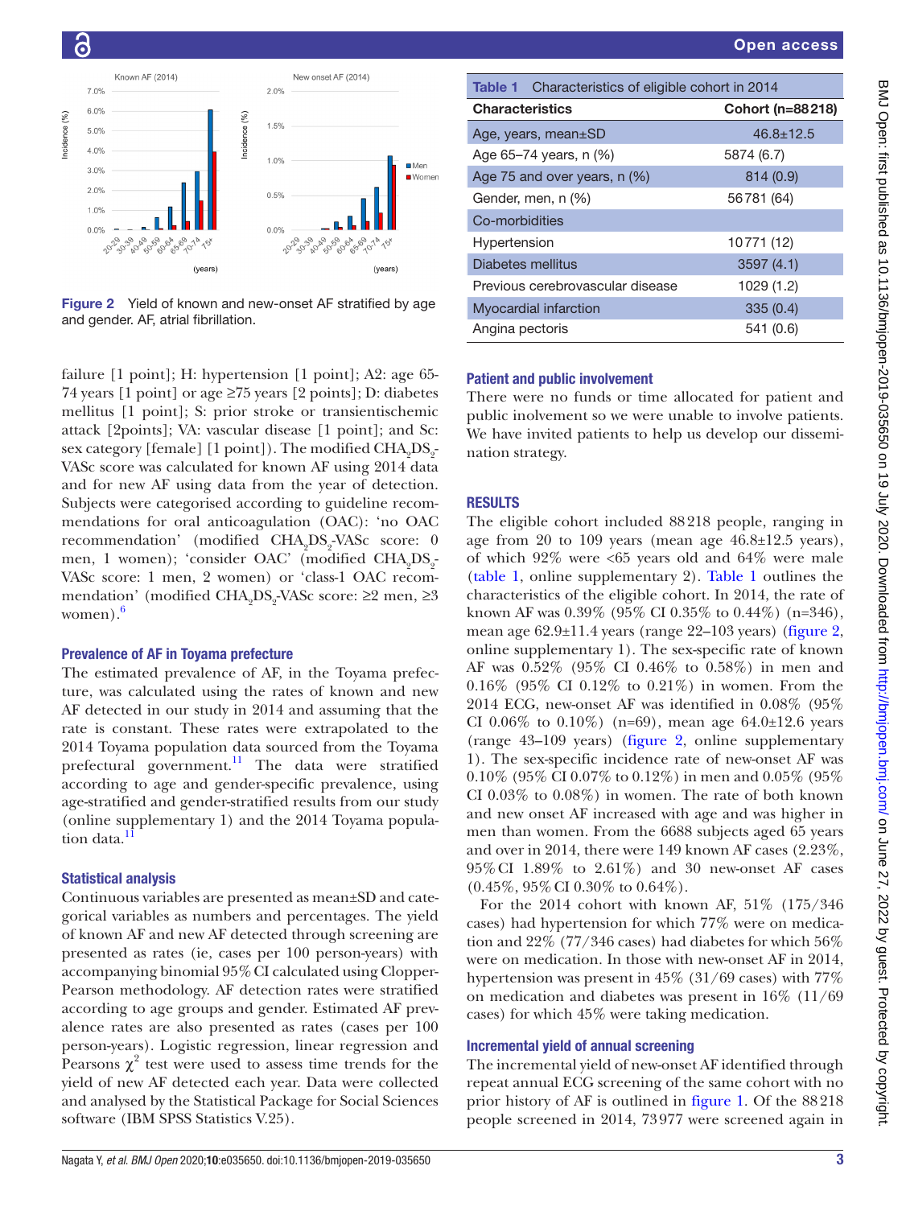Figure 2 Yield of known and new-onset AF stratified by age and gender. AF, atrial fibrillation.

failure [1 point]; H: hypertension [1 point]; A2: age 65-74 years [1 point] or age ≥75 years [2 points]; D: diabetes mellitus [1 point]; S: prior stroke or transientischemic attack [2points]; VA: vascular disease [1 point]; and Sc: sex category [female] [1 point]). The modified $CHA_2DS_2$-VASc score was calculated for known AF using 2014 data and for new AF using data from the year of detection. Subjects were categorised according to guideline recommendations for oral anticoagulation (OAC): 'no OAC recommendation' (modified $CHA_2DS_2$-VASc score: 0 men, 1 women); 'consider OAC' (modified $CHA_2DS_2$-VASc score: 1 men, 2 women) or 'class-1 OAC recommendation' (modified $CHA_2DS_2$-VASc score: ≥2 men, ≥3 women).[6]

### Prevalence of AF in Toyama prefecture

The estimated prevalence of AF, in the Toyama prefecture, was calculated using the rates of known and new AF detected in our study in 2014 and assuming that the rate is constant. These rates were extrapolated to the 2014 Toyama population data sourced from the Toyama prefectural government.[11] The data were stratified according to age and gender-specific prevalence, using age-stratified and gender-stratified results from our study (online supplementary 1) and the 2014 Toyama population data.[11]

### Statistical analysis

Continuous variables are presented as mean±SD and categorical variables as numbers and percentages. The yield of known AF and new AF detected through screening are presented as rates (ie, cases per 100 person-years) with accompanying binomial 95% CI calculated using Clopper-Pearson methodology. AF detection rates were stratified according to age groups and gender. Estimated AF prevalence rates are also presented as rates (cases per 100 person-years). Logistic regression, linear regression and Pearsons $\chi^2$ test were used to assess time trends for the yield of new AF detected each year. Data were collected and analysed by the Statistical Package for Social Sciences software (IBM SPSS Statistics V.25).

**Table 1** Characteristics of eligible cohort in 2014

| Characteristics | Cohort (n=88218) |
|---|---|
| Age, years, mean±SD | 46.8±12.5 |
| Age 65–74 years, n (%) | 5874 (6.7) |
| Age 75 and over years, n (%) | 814 (0.9) |
| Gender, men, n (%) | 56781 (64) |
| Co-morbidities | |
| Hypertension | 10771 (12) |
| Diabetes mellitus | 3597 (4.1) |
| Previous cerebrovascular disease | 1029 (1.2) |
| Myocardial infarction | 335 (0.4) |
| Angina pectoris | 541 (0.6) |

### Patient and public involvement

There were no funds or time allocated for patient and public inolvement so we were unable to involve patients. We have invited patients to help us develop our dissemination strategy.

## RESULTS

The eligible cohort included 88218 people, ranging in age from 20 to 109 years (mean age 46.8±12.5 years), of which 92% were <65 years old and 64% were male (table 1, online supplementary 2). Table 1 outlines the characteristics of the eligible cohort. In 2014, the rate of known AF was 0.39% (95% CI 0.35% to 0.44%) (n=346), mean age 62.9±11.4 years (range 22–103 years) (figure 2, online supplementary 1). The sex-specific rate of known AF was 0.52% (95% CI 0.46% to 0.58%) in men and 0.16% (95% CI 0.12% to 0.21%) in women. From the 2014 ECG, new-onset AF was identified in 0.08% (95% CI 0.06% to 0.10%) (n=69), mean age 64.0±12.6 years (range 43–109 years) (figure 2, online supplementary 1). The sex-specific incidence rate of new-onset AF was 0.10% (95% CI 0.07% to 0.12%) in men and 0.05% (95% CI 0.03% to 0.08%) in women. The rate of both known and new onset AF increased with age and was higher in men than women. From the 6688 subjects aged 65 years and over in 2014, there were 149 known AF cases (2.23%, 95% CI 1.89% to 2.61%) and 30 new-onset AF cases (0.45%, 95% CI 0.30% to 0.64%).

For the 2014 cohort with known AF, 51% (175/346 cases) had hypertension for which 77% were on medication and 22% (77/346 cases) had diabetes for which 56% were on medication. In those with new-onset AF in 2014, hypertension was present in 45% (31/69 cases) with 77% on medication and diabetes was present in 16% (11/69 cases) for which 45% were taking medication.

### Incremental yield of annual screening

The incremental yield of new-onset AF identified through repeat annual ECG screening of the same cohort with no prior history of AF is outlined in figure 1. Of the 88218 people screened in 2014, 73977 were screened again in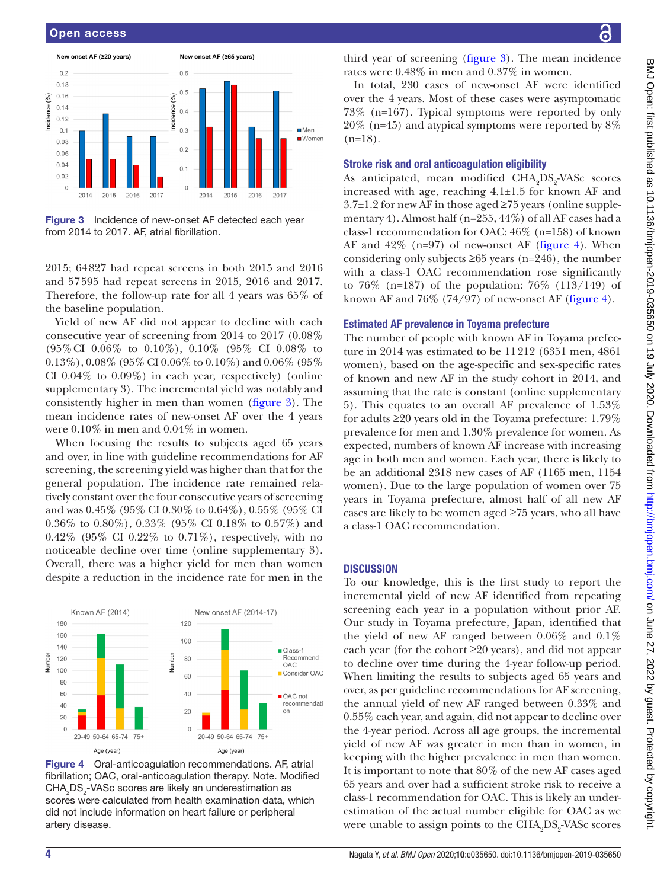2015; 64 827 had repeat screens in both 2015 and 2016 and 57 595 had repeat screens in 2015, 2016 and 2017. Therefore, the follow-up rate for all 4 years was 65% of the baseline population.

Yield of new AF did not appear to decline with each consecutive year of screening from 2014 to 2017 (0.08% (95% CI 0.06% to 0.10%), 0.10% (95% CI 0.08% to 0.13%), 0.08% (95% CI 0.06% to 0.10%) and 0.06% (95% CI 0.04% to 0.09%) in each year, respectively) (online supplementary 3). The incremental yield was notably and consistently higher in men than women (figure 3). The mean incidence rates of new-onset AF over the 4 years were 0.10% in men and 0.04% in women.

When focusing the results to subjects aged 65 years and over, in line with guideline recommendations for AF screening, the screening yield was higher than that for the general population. The incidence rate remained relatively constant over the four consecutive years of screening and was 0.45% (95% CI 0.30% to 0.64%), 0.55% (95% CI 0.36% to 0.80%), 0.33% (95% CI 0.18% to 0.57%) and 0.42% (95% CI 0.22% to 0.71%), respectively, with no noticeable decline over time (online supplementary 3). Overall, there was a higher yield for men than women despite a reduction in the incidence rate for men in the third year of screening (figure 3). The mean incidence rates were 0.48% in men and 0.37% in women.

Figure 3 Incidence of new-onset AF detected each year from 2014 to 2017. AF, atrial fibrillation.

In total, 230 cases of new-onset AF were identified over the 4 years. Most of these cases were asymptomatic 73% (n=167). Typical symptoms were reported by only 20% (n=45) and atypical symptoms were reported by 8% (n=18).

### Stroke risk and oral anticoagulation eligibility

As anticipated, mean modified $CHA_2DS_2$-VASc scores increased with age, reaching 4.1±1.5 for known AF and 3.7±1.2 for new AF in those aged ≥75 years (online supplementary 4). Almost half (n=255, 44%) of all AF cases had a class-1 recommendation for OAC: 46% (n=158) of known AF and 42% (n=97) of new-onset AF (figure 4). When considering only subjects ≥65 years (n=246), the number with a class-1 OAC recommendation rose significantly to 76% (n=187) of the population: 76% (113/149) of known AF and 76% (74/97) of new-onset AF (figure 4).

### Estimated AF prevalence in Toyama prefecture

The number of people with known AF in Toyama prefecture in 2014 was estimated to be 11 212 (6351 men, 4861 women), based on the age-specific and sex-specific rates of known and new AF in the study cohort in 2014, and assuming that the rate is constant (online supplementary 5). This equates to an overall AF prevalence of 1.53% for adults ≥20 years old in the Toyama prefecture: 1.79% prevalence for men and 1.30% prevalence for women. As expected, numbers of known AF increase with increasing age in both men and women. Each year, there is likely to be an additional 2318 new cases of AF (1165 men, 1154 women). Due to the large population of women over 75 years in Toyama prefecture, almost half of all new AF cases are likely to be women aged ≥75 years, who all have a class-1 OAC recommendation.

Figure 4 Oral-anticoagulation recommendations. AF, atrial fibrillation; OAC, oral-anticoagulation therapy. Note. Modified $CHA_2DS_2$-VASc scores are likely an underestimation as scores were calculated from health examination data, which did not include information on heart failure or peripheral artery disease.

## DISCUSSION

To our knowledge, this is the first study to report the incremental yield of new AF identified from repeating screening each year in a population without prior AF. Our study in Toyama prefecture, Japan, identified that the yield of new AF ranged between 0.06% and 0.1% each year (for the cohort ≥20 years), and did not appear to decline over time during the 4-year follow-up period. When limiting the results to subjects aged 65 years and over, as per guideline recommendations for AF screening, the annual yield of new AF ranged between 0.33% and 0.55% each year, and again, did not appear to decline over the 4-year period. Across all age groups, the incremental yield of new AF was greater in men than in women, in keeping with the higher prevalence in men than women. It is important to note that 80% of the new AF cases aged 65 years and over had a sufficient stroke risk to receive a class-1 recommendation for OAC. This is likely an underestimation of the actual number eligible for OAC as we were unable to assign points to the $CHA_2DS_2$-VASc scores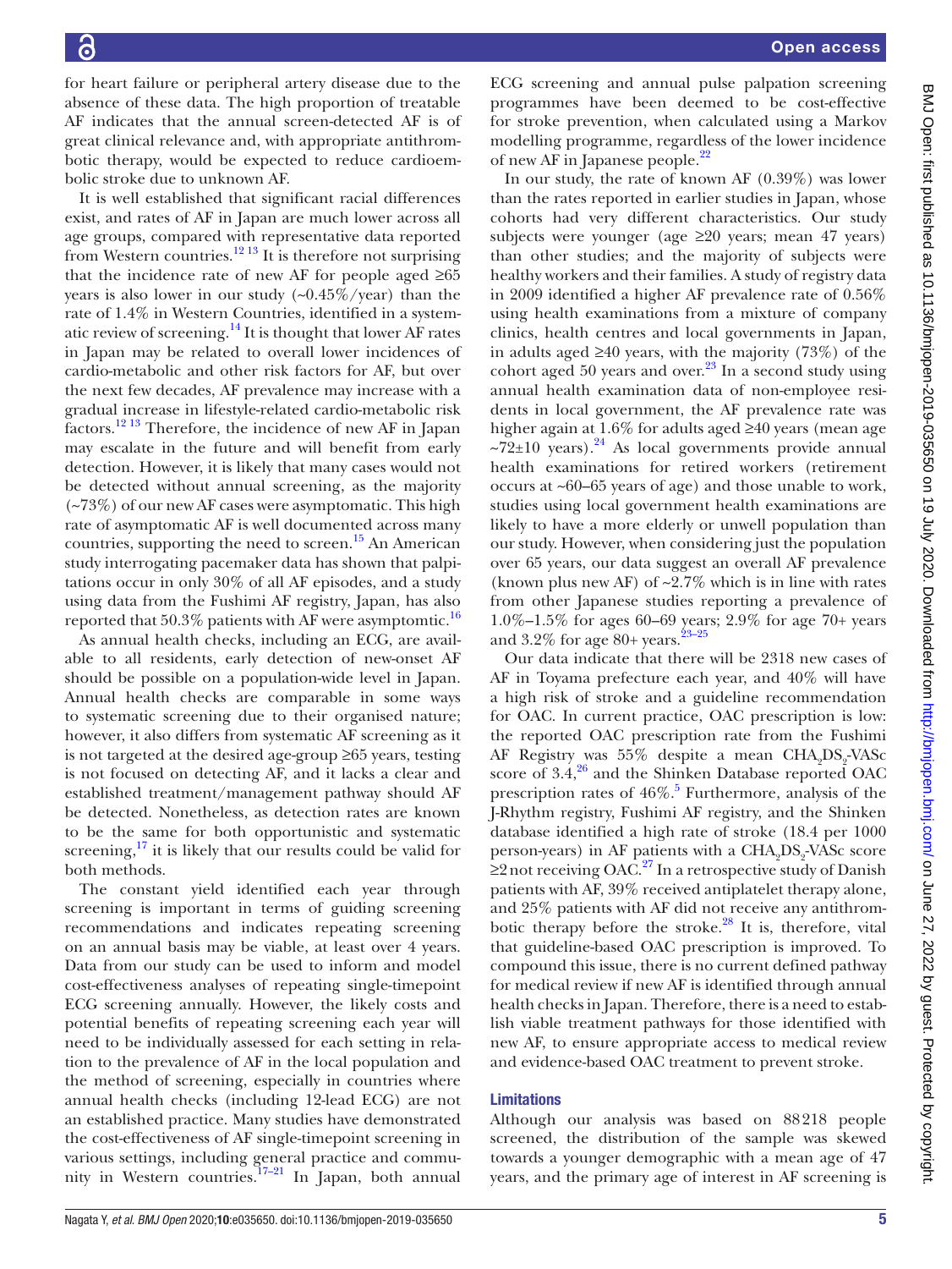for heart failure or peripheral artery disease due to the absence of these data. The high proportion of treatable AF indicates that the annual screen-detected AF is of great clinical relevance and, with appropriate antithrombotic therapy, would be expected to reduce cardioembolic stroke due to unknown AF.

It is well established that significant racial differences exist, and rates of AF in Japan are much lower across all age groups, compared with representative data reported from Western countries.[12 13] It is therefore not surprising that the incidence rate of new AF for people aged ≥65 years is also lower in our study (~0.45%/year) than the rate of 1.4% in Western Countries, identified in a systematic review of screening.[14] It is thought that lower AF rates in Japan may be related to overall lower incidences of cardio-metabolic and other risk factors for AF, but over the next few decades, AF prevalence may increase with a gradual increase in lifestyle-related cardio-metabolic risk factors.[12 13] Therefore, the incidence of new AF in Japan may escalate in the future and will benefit from early detection. However, it is likely that many cases would not be detected without annual screening, as the majority (~73%) of our new AF cases were asymptomatic. This high rate of asymptomatic AF is well documented across many countries, supporting the need to screen.[15] An American study interrogating pacemaker data has shown that palpitations occur in only 30% of all AF episodes, and a study using data from the Fushimi AF registry, Japan, has also reported that 50.3% patients with AF were asymptomtic.[16]

As annual health checks, including an ECG, are available to all residents, early detection of new-onset AF should be possible on a population-wide level in Japan. Annual health checks are comparable in some ways to systematic screening due to their organised nature; however, it also differs from systematic AF screening as it is not targeted at the desired age-group ≥65 years, testing is not focused on detecting AF, and it lacks a clear and established treatment/management pathway should AF be detected. Nonetheless, as detection rates are known to be the same for both opportunistic and systematic screening,[17] it is likely that our results could be valid for both methods.

The constant yield identified each year through screening is important in terms of guiding screening recommendations and indicates repeating screening on an annual basis may be viable, at least over 4 years. Data from our study can be used to inform and model cost-effectiveness analyses of repeating single-timepoint ECG screening annually. However, the likely costs and potential benefits of repeating screening each year will need to be individually assessed for each setting in relation to the prevalence of AF in the local population and the method of screening, especially in countries where annual health checks (including 12-lead ECG) are not an established practice. Many studies have demonstrated the cost-effectiveness of AF single-timepoint screening in various settings, including general practice and community in Western countries.[17–21] In Japan, both annual ECG screening and annual pulse palpation screening programmes have been deemed to be cost-effective for stroke prevention, when calculated using a Markov modelling programme, regardless of the lower incidence of new AF in Japanese people.[22]

In our study, the rate of known AF (0.39%) was lower than the rates reported in earlier studies in Japan, whose cohorts had very different characteristics. Our study subjects were younger (age ≥20 years; mean 47 years) than other studies; and the majority of subjects were healthy workers and their families. A study of registry data in 2009 identified a higher AF prevalence rate of 0.56% using health examinations from a mixture of company clinics, health centres and local governments in Japan, in adults aged ≥40 years, with the majority (73%) of the cohort aged 50 years and over.[23] In a second study using annual health examination data of non-employee residents in local government, the AF prevalence rate was higher again at 1.6% for adults aged ≥40 years (mean age ~72±10 years).[24] As local governments provide annual health examinations for retired workers (retirement occurs at ~60–65 years of age) and those unable to work, studies using local government health examinations are likely to have a more elderly or unwell population than our study. However, when considering just the population over 65 years, our data suggest an overall AF prevalence (known plus new AF) of ~2.7% which is in line with rates from other Japanese studies reporting a prevalence of 1.0%–1.5% for ages 60–69 years; 2.9% for age 70+ years and 3.2% for age 80+ years.[23–25]

Our data indicate that there will be 2318 new cases of AF in Toyama prefecture each year, and 40% will have a high risk of stroke and a guideline recommendation for OAC. In current practice, OAC prescription is low: the reported OAC prescription rate from the Fushimi AF Registry was 55% despite a mean $CHA_2DS_2$-VASc score of 3.4,[26] and the Shinken Database reported OAC prescription rates of 46%.[5] Furthermore, analysis of the J-Rhythm registry, Fushimi AF registry, and the Shinken database identified a high rate of stroke (18.4 per 1000 person-years) in AF patients with a $CHA_2DS_2$-VASc score ≥2 not receiving OAC.[27] In a retrospective study of Danish patients with AF, 39% received antiplatelet therapy alone, and 25% patients with AF did not receive any antithrombotic therapy before the stroke.[28] It is, therefore, vital that guideline-based OAC prescription is improved. To compound this issue, there is no current defined pathway for medical review if new AF is identified through annual health checks in Japan. Therefore, there is a need to establish viable treatment pathways for those identified with new AF, to ensure appropriate access to medical review and evidence-based OAC treatment to prevent stroke.

## Limitations

Although our analysis was based on 88218 people screened, the distribution of the sample was skewed towards a younger demographic with a mean age of 47 years, and the primary age of interest in AF screening is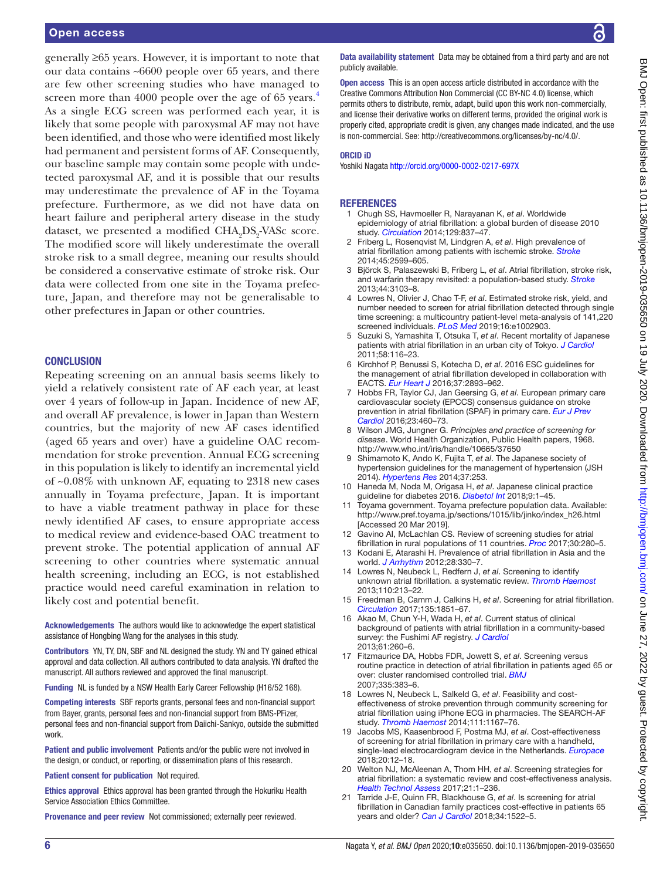generally ≥65 years. However, it is important to note that our data contains ~6600 people over 65 years, and there are few other screening studies who have managed to screen more than 4000 people over the age of 65 years.[4] As a single ECG screen was performed each year, it is likely that some people with paroxysmal AF may not have been identified, and those who were identified most likely had permanent and persistent forms of AF. Consequently, our baseline sample may contain some people with undetected paroxysmal AF, and it is possible that our results may underestimate the prevalence of AF in the Toyama prefecture. Furthermore, as we did not have data on heart failure and peripheral artery disease in the study dataset, we presented a modified $CHA_2DS_2$-VASc score. The modified score will likely underestimate the overall stroke risk to a small degree, meaning our results should be considered a conservative estimate of stroke risk. Our data were collected from one site in the Toyama prefecture, Japan, and therefore may not be generalisable to other prefectures in Japan or other countries.

## CONCLUSION

Repeating screening on an annual basis seems likely to yield a relatively consistent rate of AF each year, at least over 4 years of follow-up in Japan. Incidence of new AF, and overall AF prevalence, is lower in Japan than Western countries, but the majority of new AF cases identified (aged 65 years and over) have a guideline OAC recommendation for stroke prevention. Annual ECG screening in this population is likely to identify an incremental yield of ~0.08% with unknown AF, equating to 2318 new cases annually in Toyama prefecture, Japan. It is important to have a viable treatment pathway in place for these newly identified AF cases, to ensure appropriate access to medical review and evidence-based OAC treatment to prevent stroke. The potential application of annual AF screening to other countries where systematic annual health screening, including an ECG, is not established practice would need careful examination in relation to likely cost and potential benefit.

**Acknowledgements** The authors would like to acknowledge the expert statistical assistance of Hongbing Wang for the analyses in this study.

**Contributors** YN, TY, DN, SBF and NL designed the study. YN and TY gained ethical approval and data collection. All authors contributed to data analysis. YN drafted the manuscript. All authors reviewed and approved the final manuscript.

**Funding** NL is funded by a NSW Health Early Career Fellowship (H16/52 168).

**Competing interests** SBF reports grants, personal fees and non-financial support from Bayer, grants, personal fees and non-financial support from BMS-PFizer, personal fees and non-financial support from Daiichi-Sankyo, outside the submitted work.

**Patient and public involvement** Patients and/or the public were not involved in the design, or conduct, or reporting, or dissemination plans of this research.

**Patient consent for publication** Not required.

**Ethics approval** Ethics approval has been granted through the Hokuriku Health Service Association Ethics Committee.

**Provenance and peer review** Not commissioned; externally peer reviewed.

**Data availability statement** Data may be obtained from a third party and are not publicly available.

**Open access** This is an open access article distributed in accordance with the Creative Commons Attribution Non Commercial (CC BY-NC 4.0) license, which permits others to distribute, remix, adapt, build upon this work non-commercially, and license their derivative works on different terms, provided the original work is properly cited, appropriate credit is given, any changes made indicated, and the use is non-commercial. See: http://creativecommons.org/licenses/by-nc/4.0/.

**ORCID iD**

Yoshiki Nagata http://orcid.org/0000-0002-0217-697X

## REFERENCES

1. Chugh SS, Havmoeller R, Narayanan K, *et al*. Worldwide epidemiology of atrial fibrillation: a global burden of disease 2010 study. *Circulation* 2014;129:837–47.
2. Friberg L, Rosenqvist M, Lindgren A, *et al*. High prevalence of atrial fibrillation among patients with ischemic stroke. *Stroke* 2014;45:2599–605.
3. Björck S, Palaszewski B, Friberg L, *et al*. Atrial fibrillation, stroke risk, and warfarin therapy revisited: a population-based study. *Stroke* 2013;44:3103–8.
4. Lowres N, Olivier J, Chao T-F, *et al*. Estimated stroke risk, yield, and number needed to screen for atrial fibrillation detected through single time screening: a multicountry patient-level meta-analysis of 141,220 screened individuals. *PLoS Med* 2019;16:e1002903.
5. Suzuki S, Yamashita T, Otsuka T, *et al*. Recent mortality of Japanese patients with atrial fibrillation in an urban city of Tokyo. *J Cardiol* 2011;58:116–23.
6. Kirchhof P, Benussi S, Kotecha D, *et al*. 2016 ESC guidelines for the management of atrial fibrillation developed in collaboration with EACTS. *Eur Heart J* 2016;37:2893–962.
7. Hobbs FR, Taylor CJ, Jan Geersing G, *et al*. European primary care cardiovascular society (EPCCS) consensus guidance on stroke prevention in atrial fibrillation (SPAF) in primary care. *Eur J Prev Cardiol* 2016;23:460–73.
8. Wilson JMG, Jungner G. *Principles and practice of screening for disease*. World Health Organization, Public Health papers, 1968. http://www.who.int/iris/handle/10665/37650
9. Shimamoto K, Ando K, Fujita T, *et al*. The Japanese society of hypertension guidelines for the management of hypertension (JSH 2014). *Hypertens Res* 2014;37:253.
10. Haneda M, Noda M, Origasa H, *et al*. Japanese clinical practice guideline for diabetes 2016. *Diabetol Int* 2018;9:1–45.
11. Toyama government. Toyama prefecture population data. Available: http://www.pref.toyama.jp/sections/1015/lib/jinko/index_h26.html [Accessed 20 Mar 2019].
12. Gavino AI, McLachlan CS. Review of screening studies for atrial fibrillation in rural populations of 11 countries. *Proc* 2017;30:280–5.
13. Kodani E, Atarashi H. Prevalence of atrial fibrillation in Asia and the world. *J Arrhythm* 2012;28:330–7.
14. Lowres N, Neubeck L, Redfern J, *et al*. Screening to identify unknown atrial fibrillation. a systematic review. *Thromb Haemost* 2013;110:213–22.
15. Freedman B, Camm J, Calkins H, *et al*. Screening for atrial fibrillation. *Circulation* 2017;135:1851–67.
16. Akao M, Chun Y-H, Wada H, *et al*. Current status of clinical background of patients with atrial fibrillation in a community-based survey: the Fushimi AF registry. *J Cardiol* 2013;61:260–6.
17. Fitzmaurice DA, Hobbs FDR, Jowett S, *et al*. Screening versus routine practice in detection of atrial fibrillation in patients aged 65 or over: cluster randomised controlled trial. *BMJ* 2007;335:383–6.
18. Lowres N, Neubeck L, Salkeld G, *et al*. Feasibility and cost-effectiveness of stroke prevention through community screening for atrial fibrillation using iPhone ECG in pharmacies. The SEARCH-AF study. *Thromb Haemost* 2014;111:1167–76.
19. Jacobs MS, Kaasenbrood F, Postma MJ, *et al*. Cost-effectiveness of screening for atrial fibrillation in primary care with a handheld, single-lead electrocardiogram device in the Netherlands. *Europace* 2018;20:12–18.
20. Welton NJ, McAleenan A, Thom HH, *et al*. Screening strategies for atrial fibrillation: a systematic review and cost-effectiveness analysis. *Health Technol Assess* 2017;21:1–236.
21. Tarride J-E, Quinn FR, Blackhouse G, *et al*. Is screening for atrial fibrillation in Canadian family practices cost-effective in patients 65 years and older? *Can J Cardiol* 2018;34:1522–5.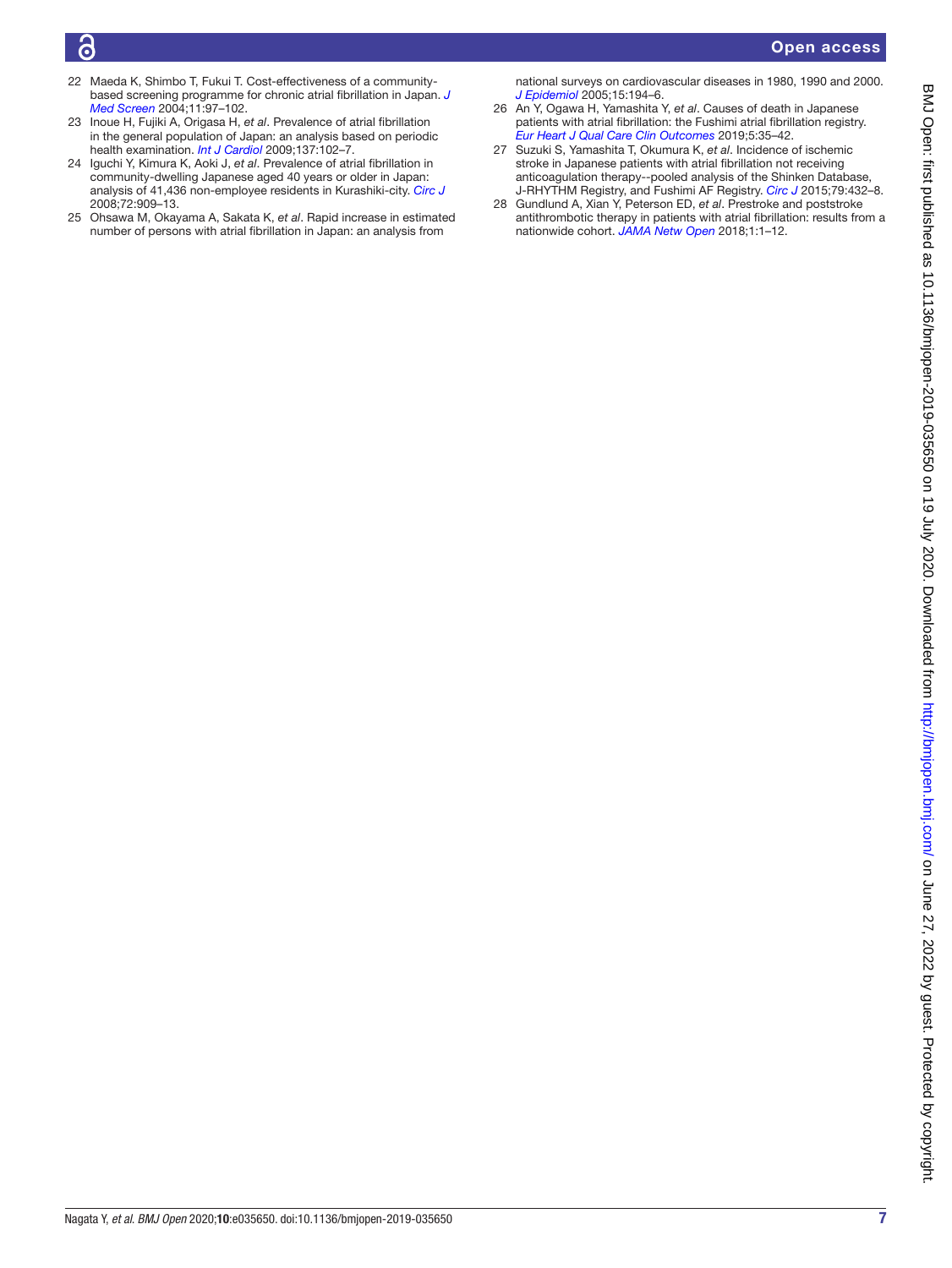22 Maeda K, Shimbo T, Fukui T. Cost-effectiveness of a community-based screening programme for chronic atrial fibrillation in Japan. *J Med Screen* 2004;11:97–102.

23 Inoue H, Fujiki A, Origasa H, *et al*. Prevalence of atrial fibrillation in the general population of Japan: an analysis based on periodic health examination. *Int J Cardiol* 2009;137:102–7.

24 Iguchi Y, Kimura K, Aoki J, *et al*. Prevalence of atrial fibrillation in community-dwelling Japanese aged 40 years or older in Japan: analysis of 41,436 non-employee residents in Kurashiki-city. *Circ J* 2008;72:909–13.

25 Ohsawa M, Okayama A, Sakata K, *et al*. Rapid increase in estimated number of persons with atrial fibrillation in Japan: an analysis from national surveys on cardiovascular diseases in 1980, 1990 and 2000. *J Epidemiol* 2005;15:194–6.

26 An Y, Ogawa H, Yamashita Y, *et al*. Causes of death in Japanese patients with atrial fibrillation: the Fushimi atrial fibrillation registry. *Eur Heart J Qual Care Clin Outcomes* 2019;5:35–42.

27 Suzuki S, Yamashita T, Okumura K, *et al*. Incidence of ischemic stroke in Japanese patients with atrial fibrillation not receiving anticoagulation therapy--pooled analysis of the Shinken Database, J-RHYTHM Registry, and Fushimi AF Registry. *Circ J* 2015;79:432–8.

28 Gundlund A, Xian Y, Peterson ED, *et al*. Prestroke and poststroke antithrombotic therapy in patients with atrial fibrillation: results from a nationwide cohort. *JAMA Netw Open* 2018;1:1–12.